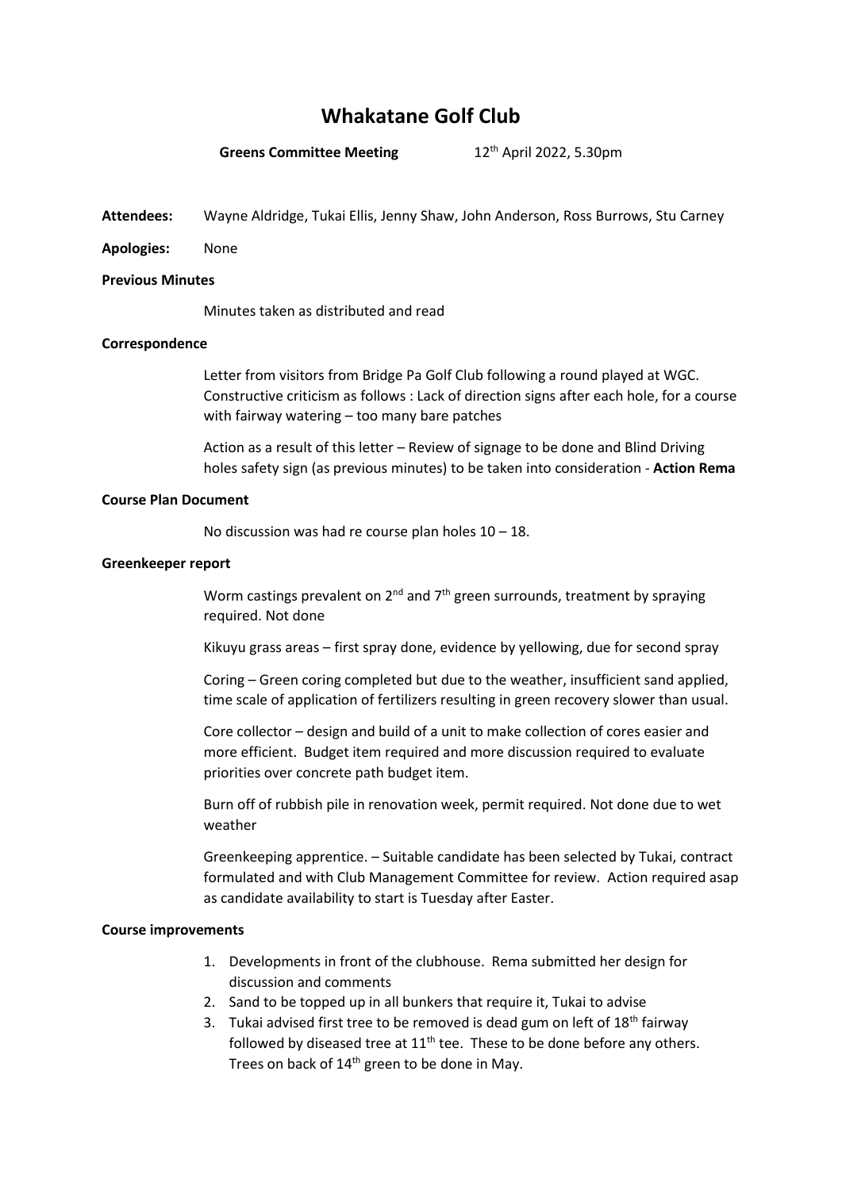# Whakatane Golf Club

**Greens Committee Meeting** 12th April 2022, 5.30pm

**Attendees:** Wayne Aldridge, Tukai Ellis, Jenny Shaw, John Anderson, Ross Burrows, Stu Carney

**Apologies:** None

**Previous Minutes**

Minutes taken as distributed and read

**Correspondence**

Letter from visitors from Bridge Pa Golf Club following a round played at WGC. Constructive criticism as follows : Lack of direction signs after each hole, for a course with fairway watering – too many bare patches

Action as a result of this letter – Review of signage to be done and Blind Driving holes safety sign (as previous minutes) to be taken into consideration - **Action Rema**

**Course Plan Document**

No discussion was had re course plan holes 10 – 18.

**Greenkeeper report**

Worm castings prevalent on 2nd and 7th green surrounds, treatment by spraying required. Not done

Kikuyu grass areas – first spray done, evidence by yellowing, due for second spray

Coring – Green coring completed but due to the weather, insufficient sand applied, time scale of application of fertilizers resulting in green recovery slower than usual.

Core collector – design and build of a unit to make collection of cores easier and more efficient. Budget item required and more discussion required to evaluate priorities over concrete path budget item.

Burn off of rubbish pile in renovation week, permit required. Not done due to wet weather

Greenkeeping apprentice. – Suitable candidate has been selected by Tukai, contract formulated and with Club Management Committee for review. Action required asap as candidate availability to start is Tuesday after Easter.

**Course improvements**

1. Developments in front of the clubhouse. Rema submitted her design for discussion and comments
2. Sand to be topped up in all bunkers that require it, Tukai to advise
3. Tukai advised first tree to be removed is dead gum on left of 18th fairway followed by diseased tree at 11th tee. These to be done before any others. Trees on back of 14th green to be done in May.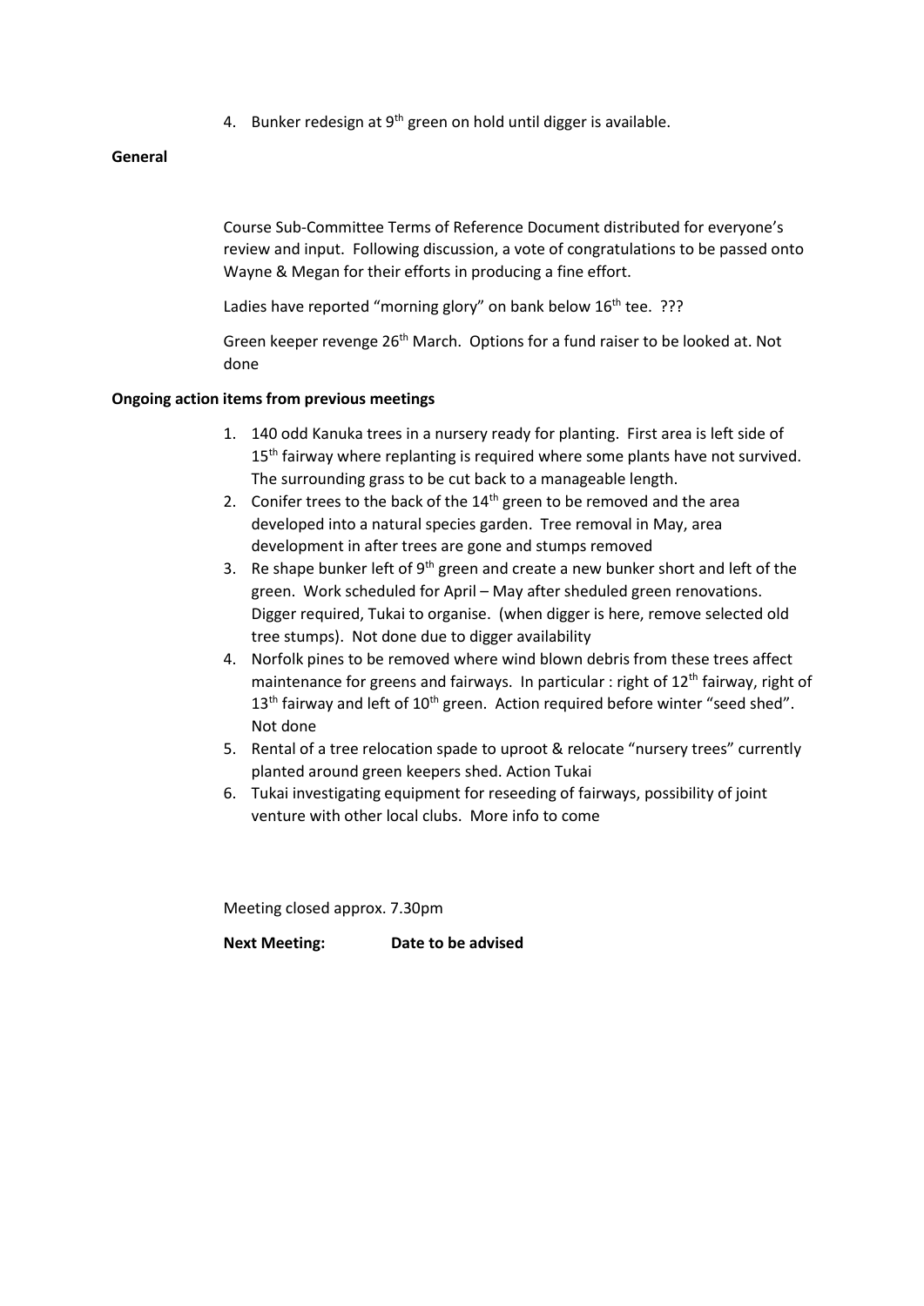4. Bunker redesign at 9th green on hold until digger is available.

**General**

Course Sub-Committee Terms of Reference Document distributed for everyone's review and input. Following discussion, a vote of congratulations to be passed onto Wayne & Megan for their efforts in producing a fine effort.

Ladies have reported "morning glory" on bank below 16th tee. ???

Green keeper revenge 26th March. Options for a fund raiser to be looked at. Not done

**Ongoing action items from previous meetings**

1. 140 odd Kanuka trees in a nursery ready for planting. First area is left side of 15th fairway where replanting is required where some plants have not survived. The surrounding grass to be cut back to a manageable length.
2. Conifer trees to the back of the 14th green to be removed and the area developed into a natural species garden. Tree removal in May, area development in after trees are gone and stumps removed
3. Re shape bunker left of 9th green and create a new bunker short and left of the green. Work scheduled for April – May after sheduled green renovations. Digger required, Tukai to organise. (when digger is here, remove selected old tree stumps). Not done due to digger availability
4. Norfolk pines to be removed where wind blown debris from these trees affect maintenance for greens and fairways. In particular : right of 12th fairway, right of 13th fairway and left of 10th green. Action required before winter "seed shed". Not done
5. Rental of a tree relocation spade to uproot & relocate "nursery trees" currently planted around green keepers shed. Action Tukai
6. Tukai investigating equipment for reseeding of fairways, possibility of joint venture with other local clubs. More info to come

Meeting closed approx. 7.30pm

**Next Meeting:** **Date to be advised**